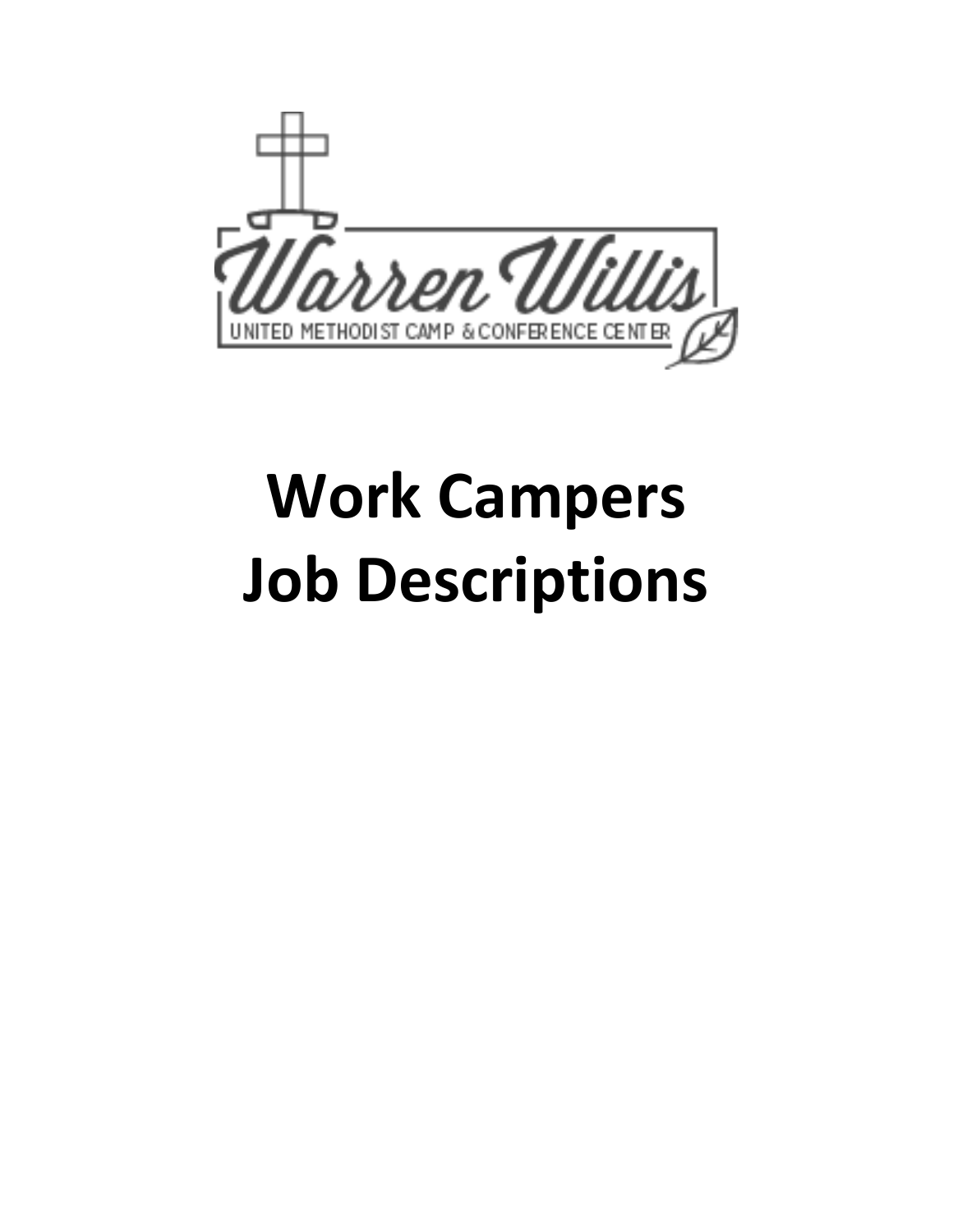Warren Willis

UNITED METHODIST CAMP & CONFERENCE CENTER

# Work Campers Job Descriptions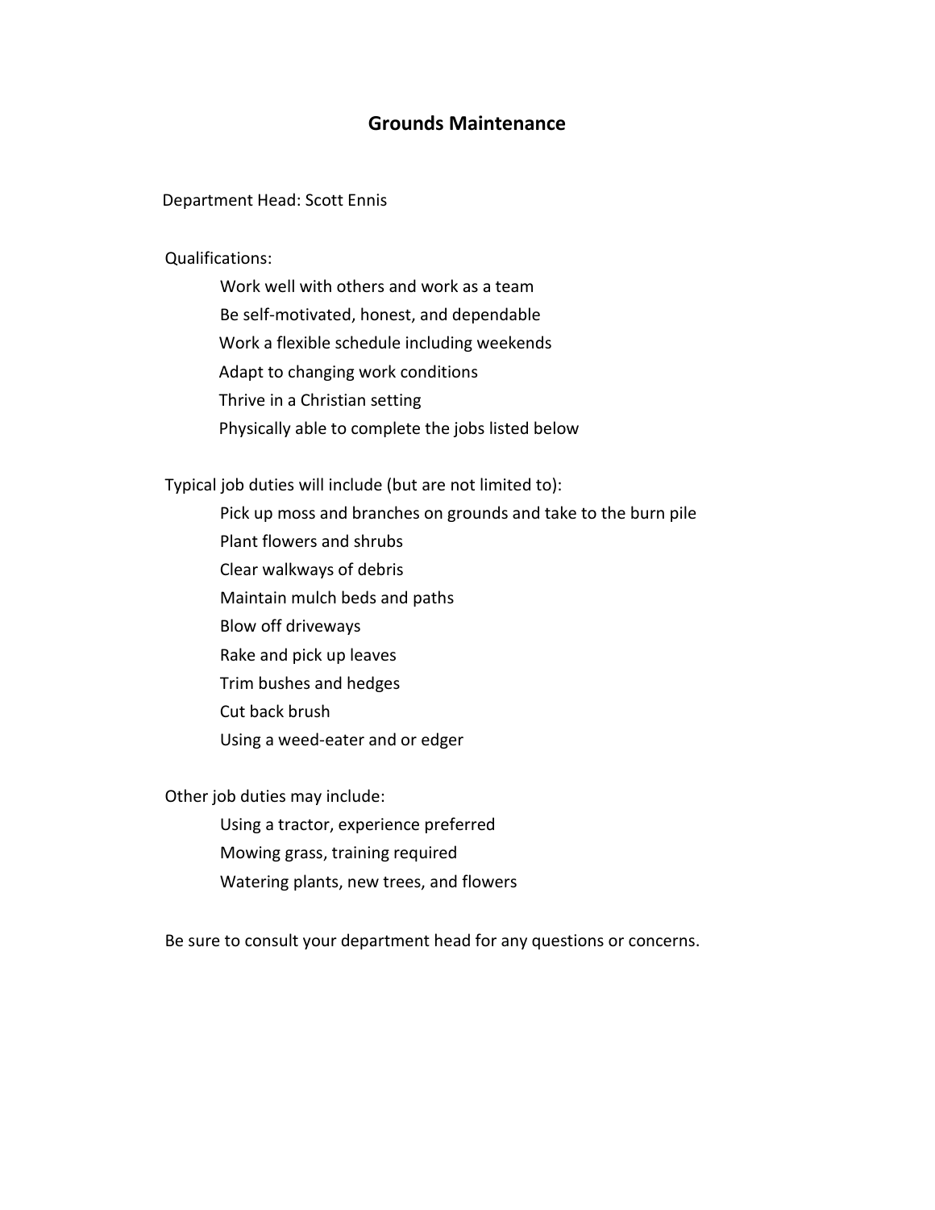# Grounds Maintenance

Department Head: Scott Ennis

Qualifications:

- Work well with others and work as a team
- Be self-motivated, honest, and dependable
- Work a flexible schedule including weekends
- Adapt to changing work conditions
- Thrive in a Christian setting
- Physically able to complete the jobs listed below

Typical job duties will include (but are not limited to):

- Pick up moss and branches on grounds and take to the burn pile
- Plant flowers and shrubs
- Clear walkways of debris
- Maintain mulch beds and paths
- Blow off driveways
- Rake and pick up leaves
- Trim bushes and hedges
- Cut back brush
- Using a weed-eater and or edger

Other job duties may include:

- Using a tractor, experience preferred
- Mowing grass, training required
- Watering plants, new trees, and flowers

Be sure to consult your department head for any questions or concerns.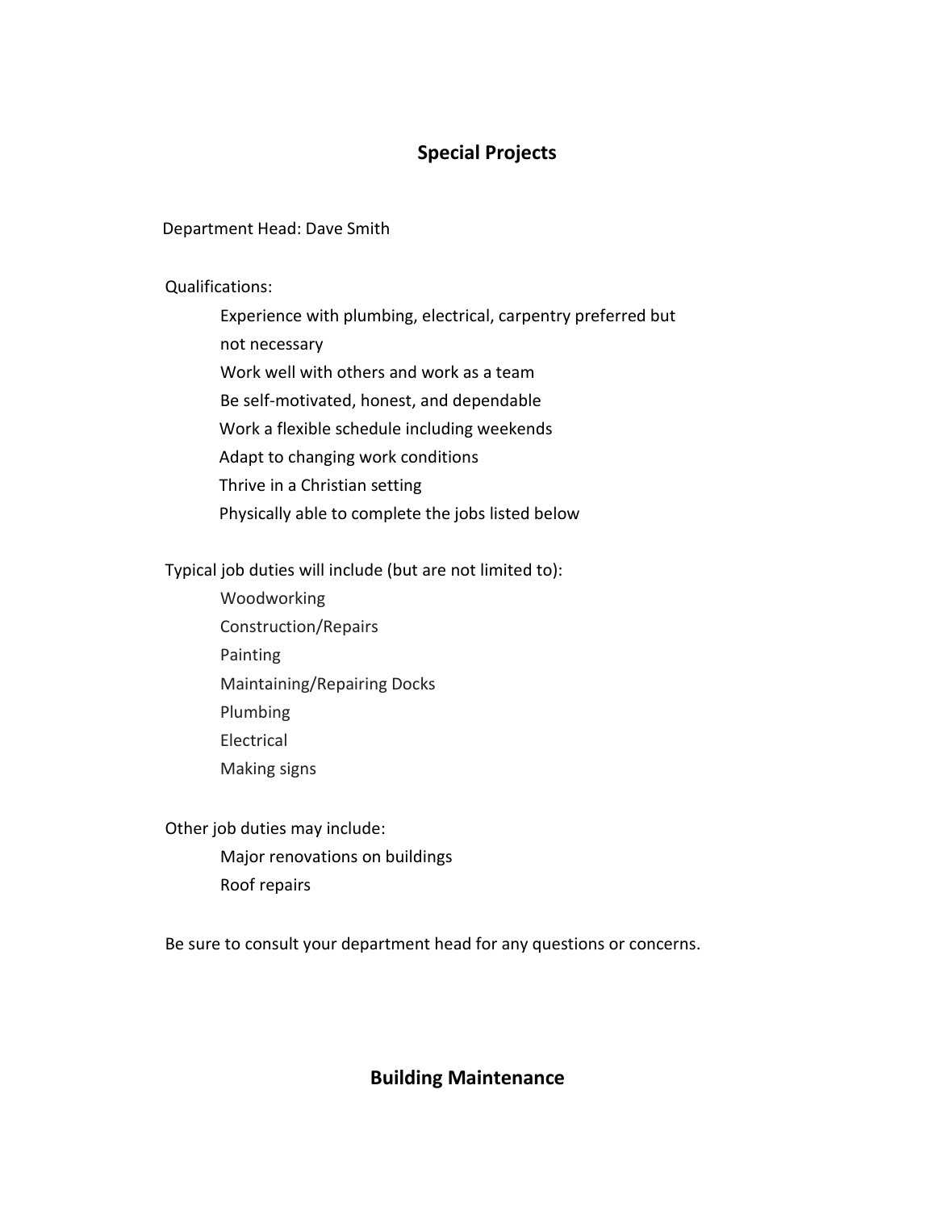## Special Projects

Department Head: Dave Smith

Qualifications:

- Experience with plumbing, electrical, carpentry preferred but not necessary
- Work well with others and work as a team
- Be self-motivated, honest, and dependable
- Work a flexible schedule including weekends
- Adapt to changing work conditions
- Thrive in a Christian setting
- Physically able to complete the jobs listed below

Typical job duties will include (but are not limited to):

- Woodworking
- Construction/Repairs
- Painting
- Maintaining/Repairing Docks
- Plumbing
- Electrical
- Making signs

Other job duties may include:

- Major renovations on buildings
- Roof repairs

Be sure to consult your department head for any questions or concerns.

## Building Maintenance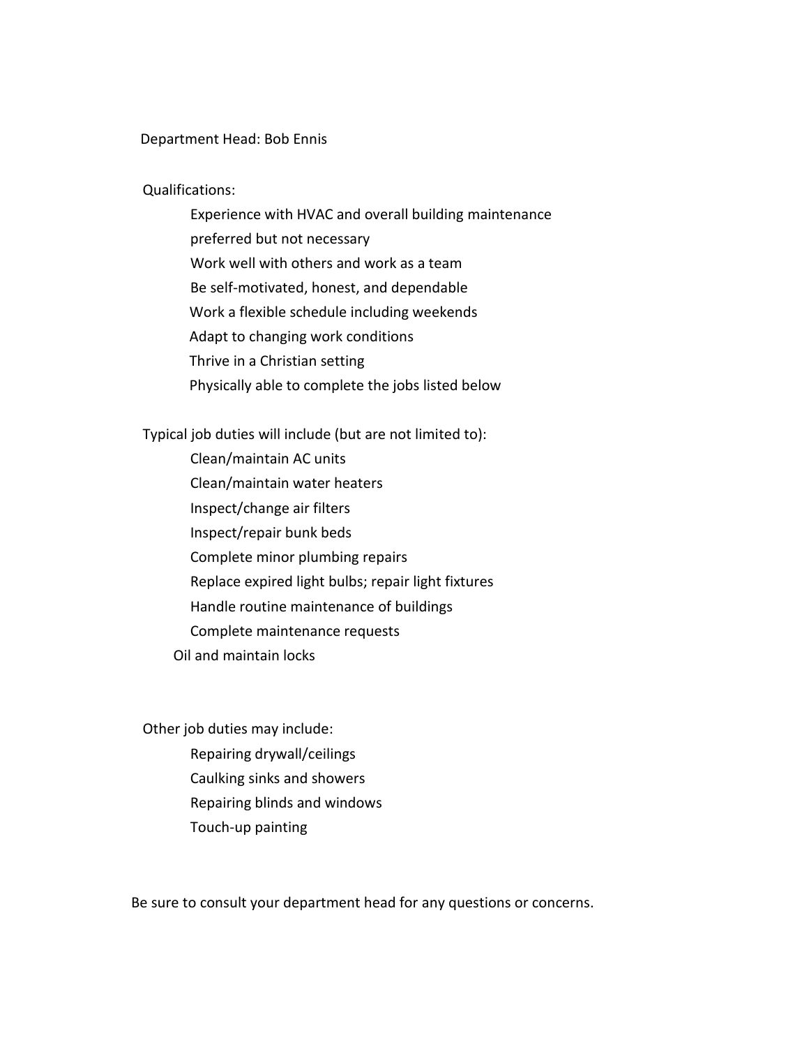Department Head: Bob Ennis

Qualifications:

- Experience with HVAC and overall building maintenance preferred but not necessary
- Work well with others and work as a team
- Be self-motivated, honest, and dependable
- Work a flexible schedule including weekends
- Adapt to changing work conditions
- Thrive in a Christian setting
- Physically able to complete the jobs listed below

Typical job duties will include (but are not limited to):

- Clean/maintain AC units
- Clean/maintain water heaters
- Inspect/change air filters
- Inspect/repair bunk beds
- Complete minor plumbing repairs
- Replace expired light bulbs; repair light fixtures
- Handle routine maintenance of buildings
- Complete maintenance requests
- Oil and maintain locks

Other job duties may include:

- Repairing drywall/ceilings
- Caulking sinks and showers
- Repairing blinds and windows
- Touch-up painting

Be sure to consult your department head for any questions or concerns.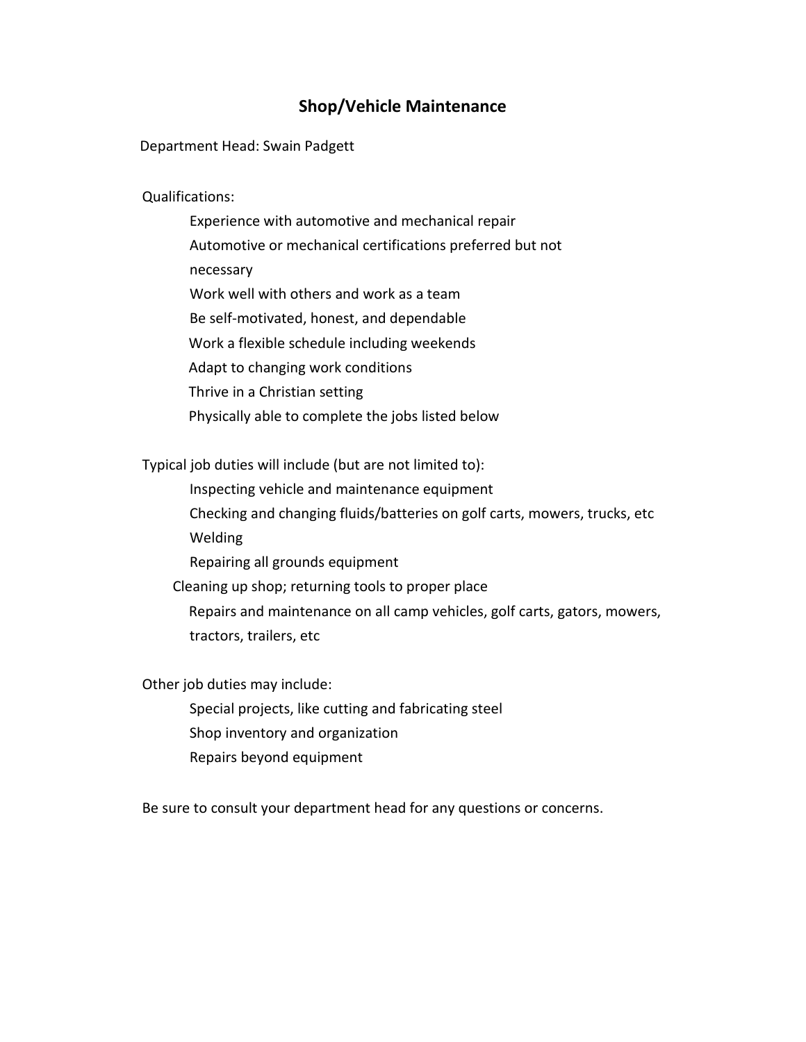# Shop/Vehicle Maintenance

Department Head: Swain Padgett

Qualifications:

- Experience with automotive and mechanical repair
- Automotive or mechanical certifications preferred but not necessary
- Work well with others and work as a team
- Be self-motivated, honest, and dependable
- Work a flexible schedule including weekends
- Adapt to changing work conditions
- Thrive in a Christian setting
- Physically able to complete the jobs listed below

Typical job duties will include (but are not limited to):

- Inspecting vehicle and maintenance equipment
- Checking and changing fluids/batteries on golf carts, mowers, trucks, etc
- Welding
- Repairing all grounds equipment
- Cleaning up shop; returning tools to proper place
- Repairs and maintenance on all camp vehicles, golf carts, gators, mowers, tractors, trailers, etc

Other job duties may include:

- Special projects, like cutting and fabricating steel
- Shop inventory and organization
- Repairs beyond equipment

Be sure to consult your department head for any questions or concerns.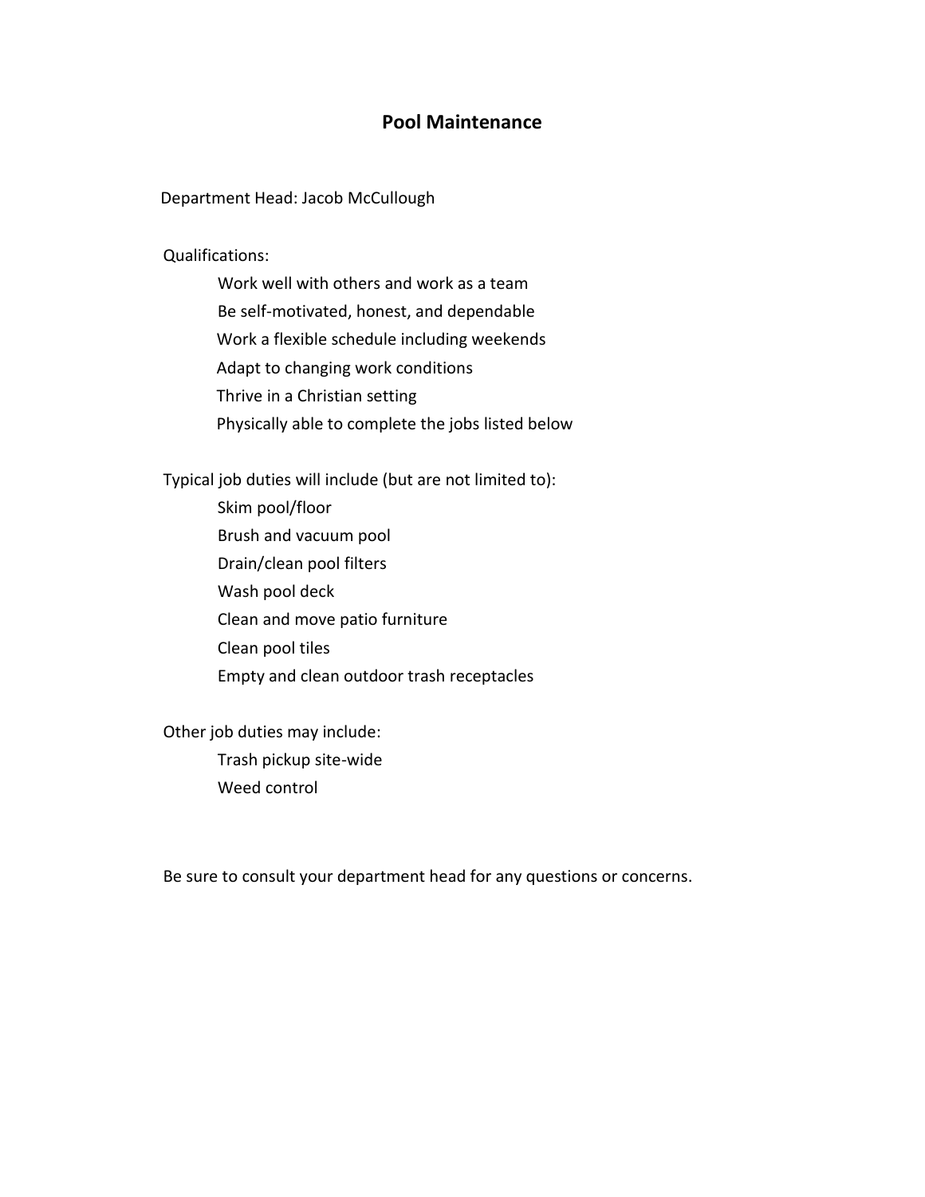# Pool Maintenance

Department Head: Jacob McCullough

Qualifications:

- Work well with others and work as a team
- Be self-motivated, honest, and dependable
- Work a flexible schedule including weekends
- Adapt to changing work conditions
- Thrive in a Christian setting
- Physically able to complete the jobs listed below

Typical job duties will include (but are not limited to):

- Skim pool/floor
- Brush and vacuum pool
- Drain/clean pool filters
- Wash pool deck
- Clean and move patio furniture
- Clean pool tiles
- Empty and clean outdoor trash receptacles

Other job duties may include:

- Trash pickup site-wide
- Weed control

Be sure to consult your department head for any questions or concerns.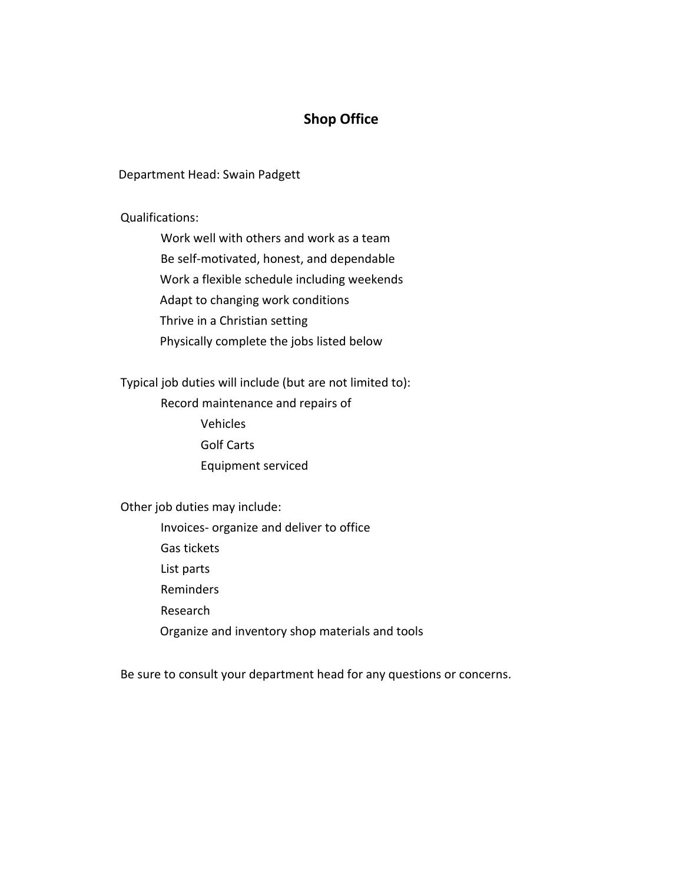## Shop Office

Department Head: Swain Padgett

Qualifications:

- Work well with others and work as a team
- Be self-motivated, honest, and dependable
- Work a flexible schedule including weekends
- Adapt to changing work conditions
- Thrive in a Christian setting
- Physically complete the jobs listed below

Typical job duties will include (but are not limited to):

- Record maintenance and repairs of
  - Vehicles
  - Golf Carts
  - Equipment serviced

Other job duties may include:

- Invoices- organize and deliver to office
- Gas tickets
- List parts
- Reminders
- Research
- Organize and inventory shop materials and tools

Be sure to consult your department head for any questions or concerns.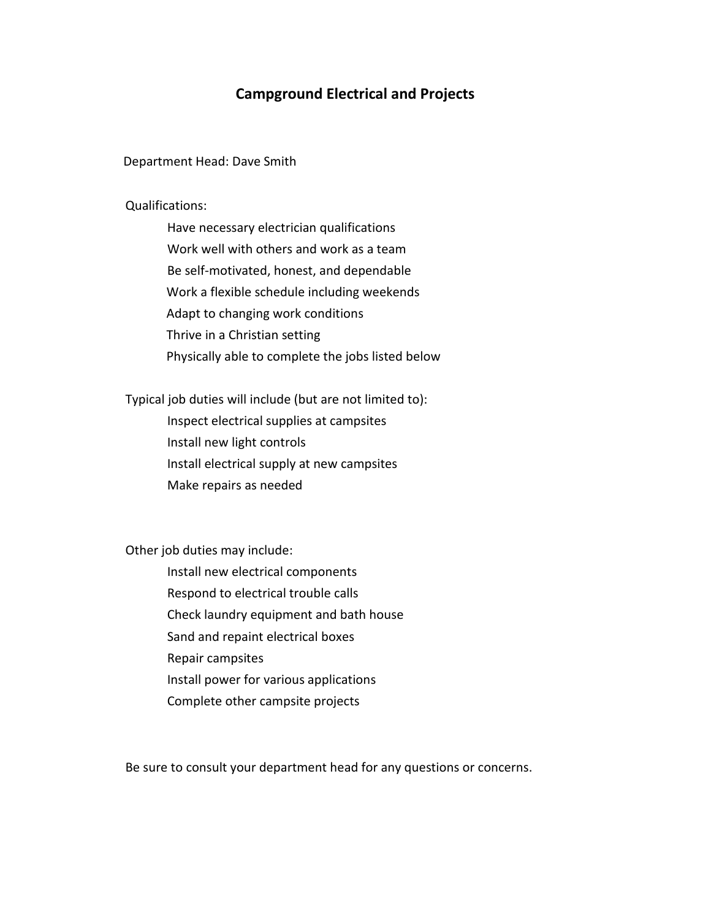# Campground Electrical and Projects

Department Head: Dave Smith

Qualifications:

- Have necessary electrician qualifications
- Work well with others and work as a team
- Be self-motivated, honest, and dependable
- Work a flexible schedule including weekends
- Adapt to changing work conditions
- Thrive in a Christian setting
- Physically able to complete the jobs listed below

Typical job duties will include (but are not limited to):

- Inspect electrical supplies at campsites
- Install new light controls
- Install electrical supply at new campsites
- Make repairs as needed

Other job duties may include:

- Install new electrical components
- Respond to electrical trouble calls
- Check laundry equipment and bath house
- Sand and repaint electrical boxes
- Repair campsites
- Install power for various applications
- Complete other campsite projects

Be sure to consult your department head for any questions or concerns.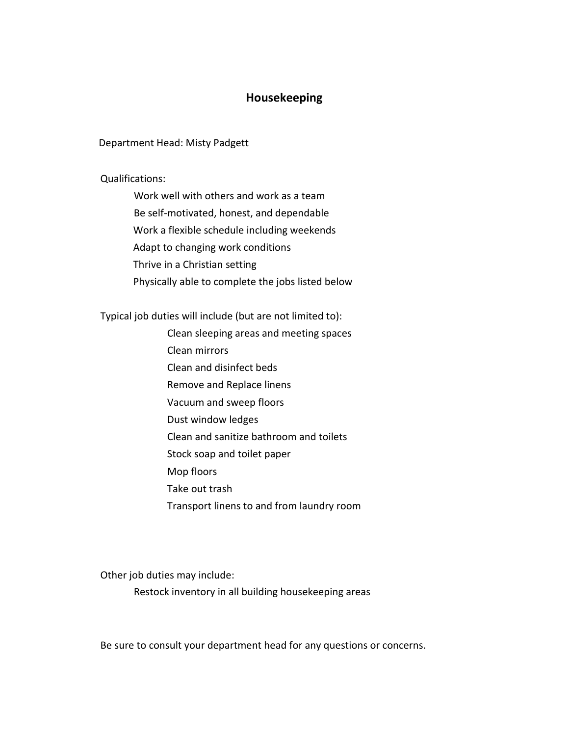# Housekeeping

Department Head: Misty Padgett

Qualifications:

- Work well with others and work as a team
- Be self-motivated, honest, and dependable
- Work a flexible schedule including weekends
- Adapt to changing work conditions
- Thrive in a Christian setting
- Physically able to complete the jobs listed below

Typical job duties will include (but are not limited to):

- Clean sleeping areas and meeting spaces
- Clean mirrors
- Clean and disinfect beds
- Remove and Replace linens
- Vacuum and sweep floors
- Dust window ledges
- Clean and sanitize bathroom and toilets
- Stock soap and toilet paper
- Mop floors
- Take out trash
- Transport linens to and from laundry room

Other job duties may include:

- Restock inventory in all building housekeeping areas

Be sure to consult your department head for any questions or concerns.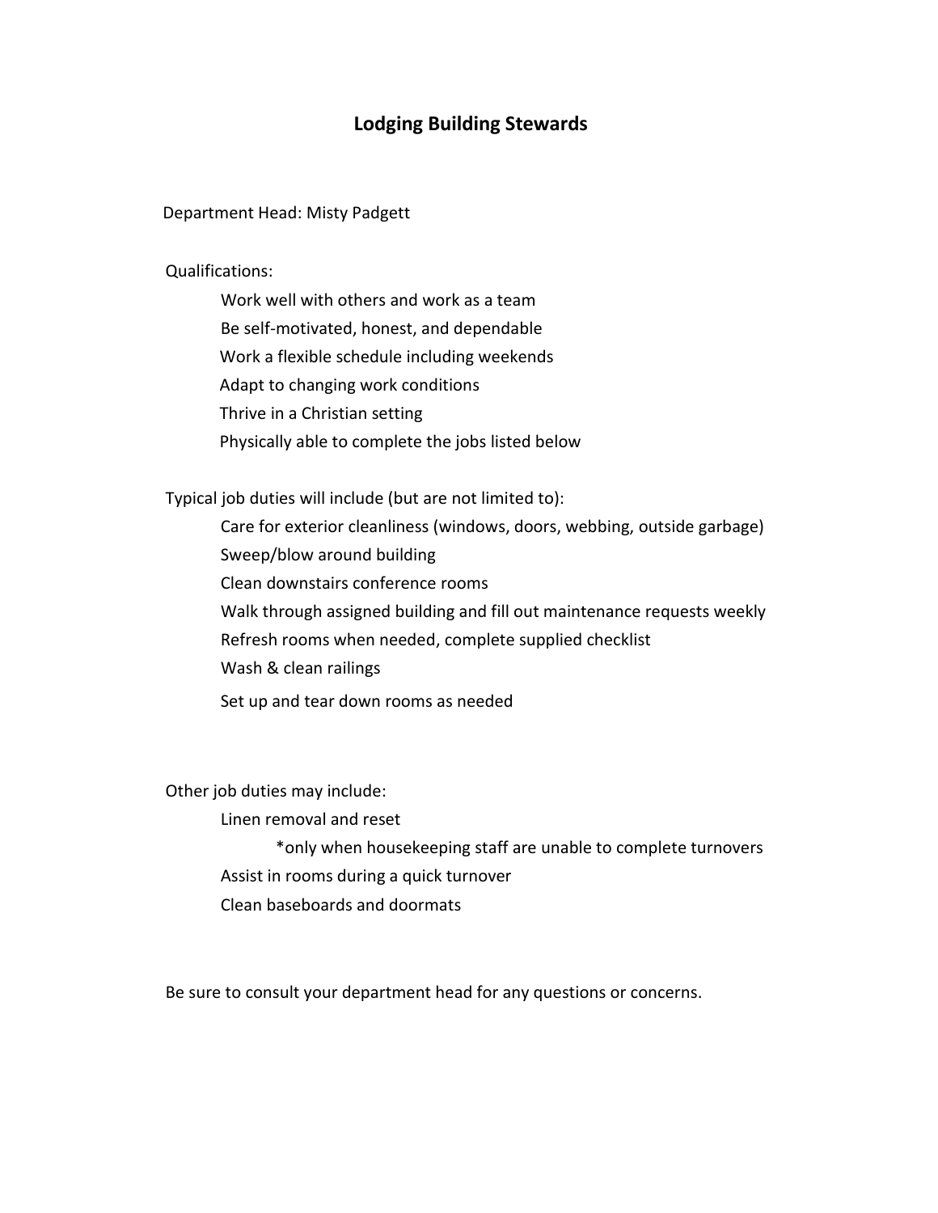# Lodging Building Stewards

Department Head: Misty Padgett

Qualifications:

- Work well with others and work as a team
- Be self-motivated, honest, and dependable
- Work a flexible schedule including weekends
- Adapt to changing work conditions
- Thrive in a Christian setting
- Physically able to complete the jobs listed below

Typical job duties will include (but are not limited to):

- Care for exterior cleanliness (windows, doors, webbing, outside garbage)
- Sweep/blow around building
- Clean downstairs conference rooms
- Walk through assigned building and fill out maintenance requests weekly
- Refresh rooms when needed, complete supplied checklist
- Wash & clean railings
- Set up and tear down rooms as needed

Other job duties may include:

- Linen removal and reset
  - *only when housekeeping staff are unable to complete turnovers
- Assist in rooms during a quick turnover
- Clean baseboards and doormats

Be sure to consult your department head for any questions or concerns.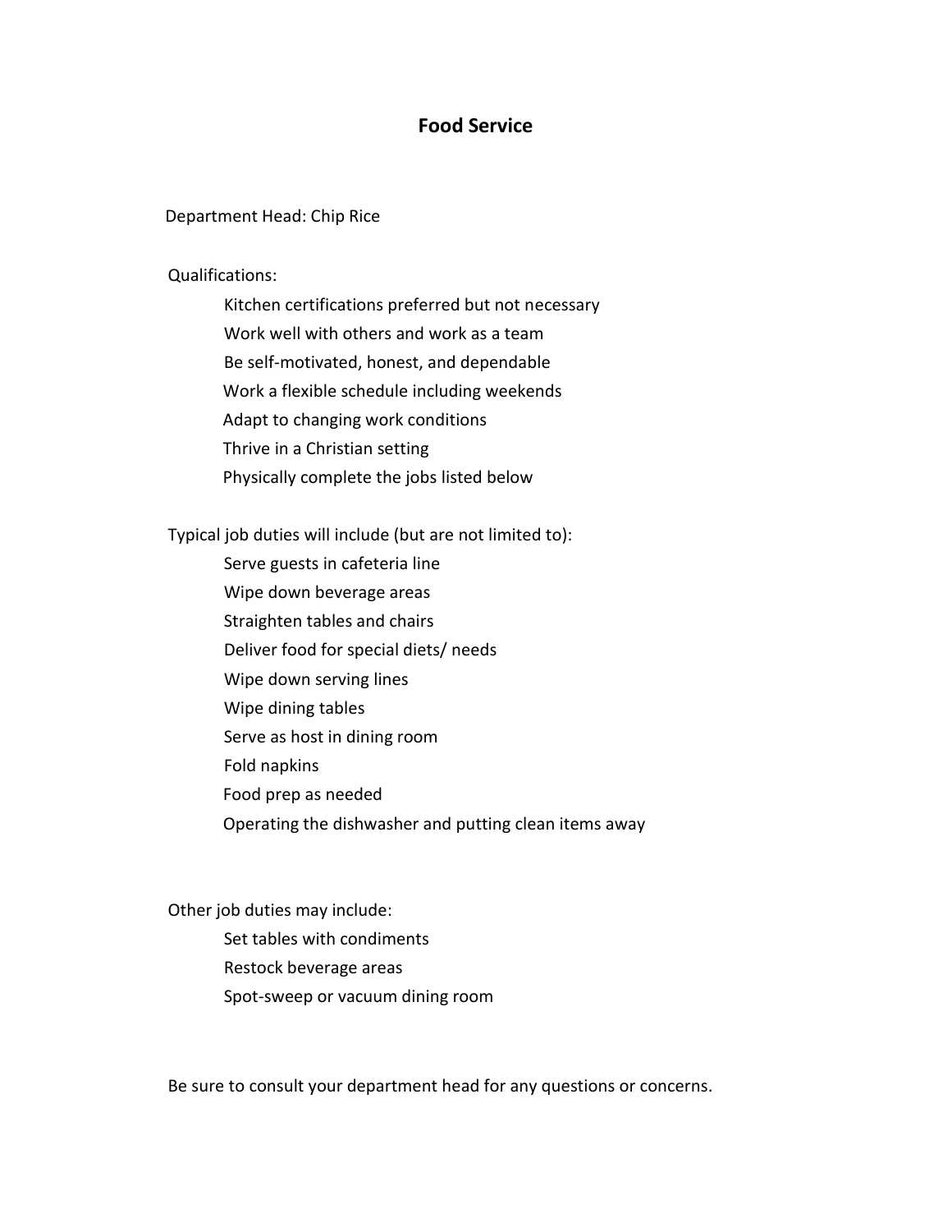# Food Service

Department Head: Chip Rice

Qualifications:

- Kitchen certifications preferred but not necessary
- Work well with others and work as a team
- Be self-motivated, honest, and dependable
- Work a flexible schedule including weekends
- Adapt to changing work conditions
- Thrive in a Christian setting
- Physically complete the jobs listed below

Typical job duties will include (but are not limited to):

- Serve guests in cafeteria line
- Wipe down beverage areas
- Straighten tables and chairs
- Deliver food for special diets/ needs
- Wipe down serving lines
- Wipe dining tables
- Serve as host in dining room
- Fold napkins
- Food prep as needed
- Operating the dishwasher and putting clean items away

Other job duties may include:

- Set tables with condiments
- Restock beverage areas
- Spot-sweep or vacuum dining room

Be sure to consult your department head for any questions or concerns.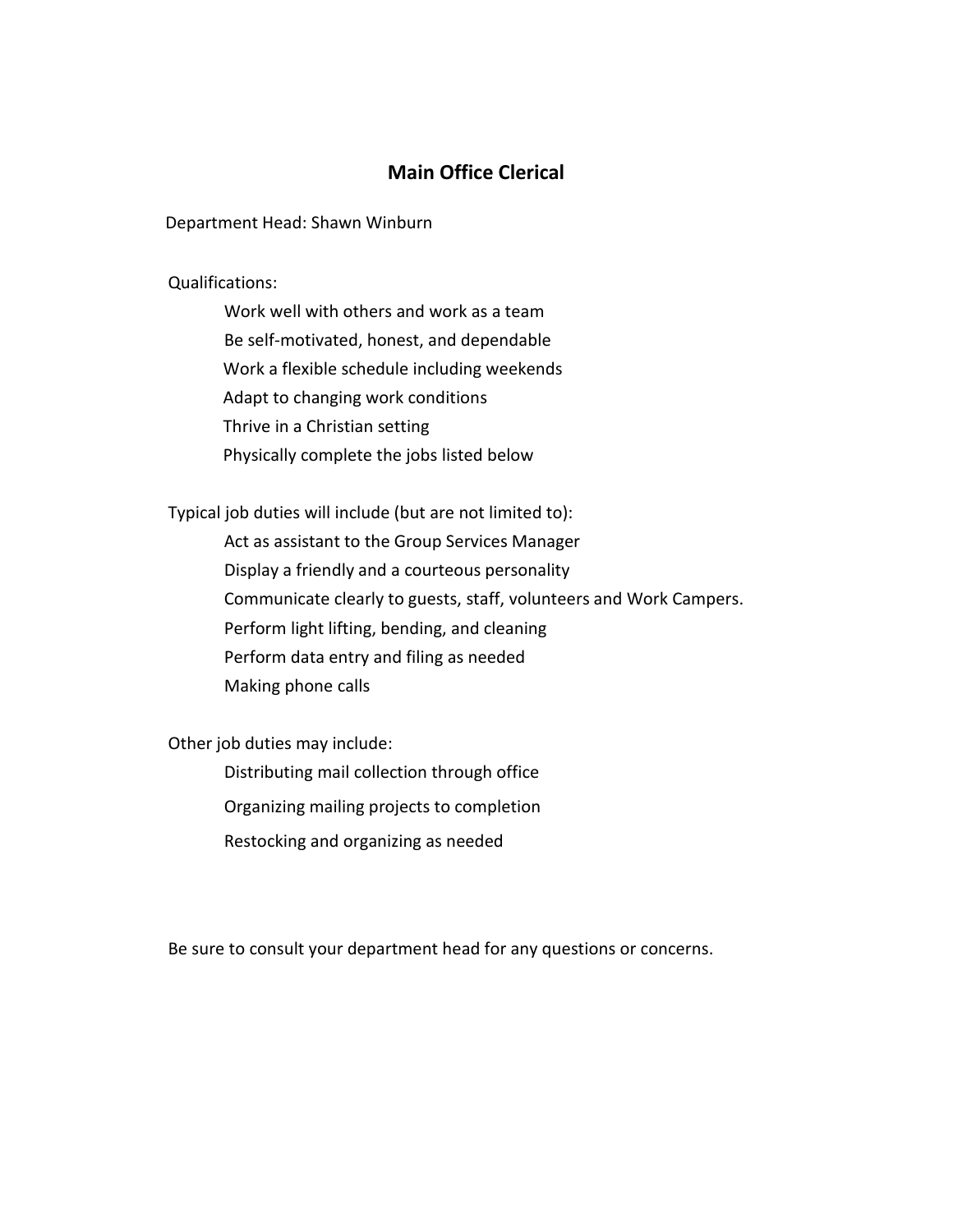## Main Office Clerical

Department Head: Shawn Winburn

Qualifications:

- Work well with others and work as a team
- Be self-motivated, honest, and dependable
- Work a flexible schedule including weekends
- Adapt to changing work conditions
- Thrive in a Christian setting
- Physically complete the jobs listed below

Typical job duties will include (but are not limited to):

- Act as assistant to the Group Services Manager
- Display a friendly and a courteous personality
- Communicate clearly to guests, staff, volunteers and Work Campers.
- Perform light lifting, bending, and cleaning
- Perform data entry and filing as needed
- Making phone calls

Other job duties may include:

- Distributing mail collection through office
- Organizing mailing projects to completion
- Restocking and organizing as needed

Be sure to consult your department head for any questions or concerns.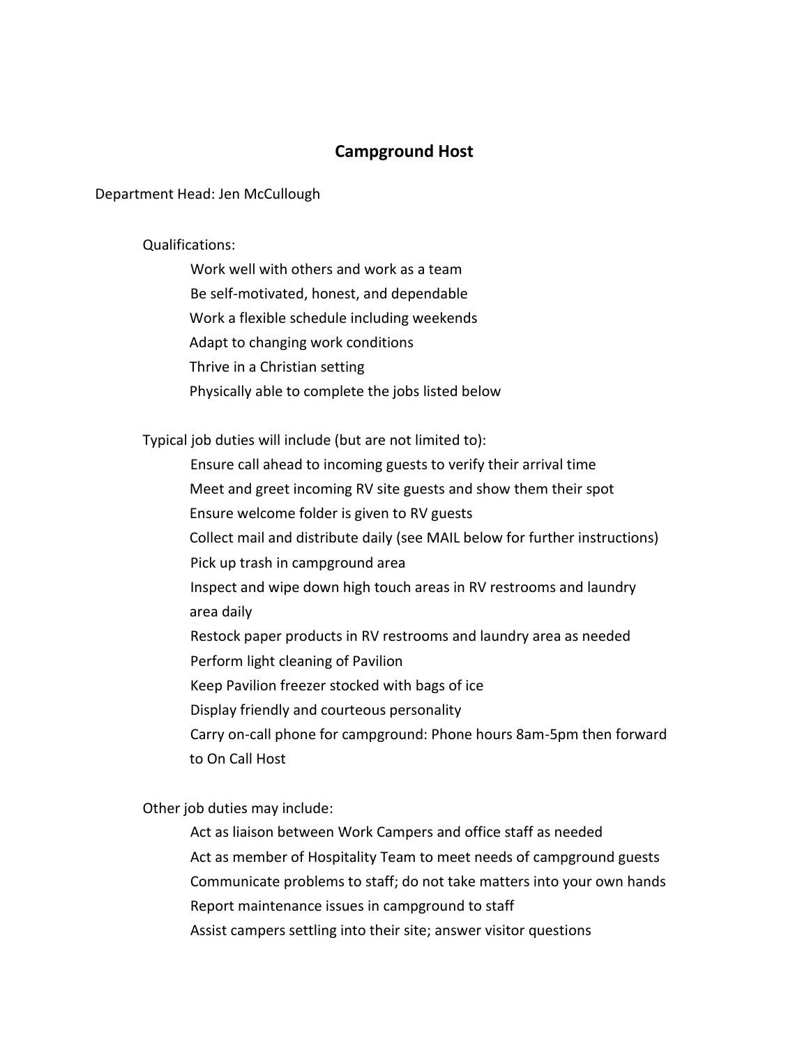## Campground Host

Department Head: Jen McCullough

Qualifications:

- Work well with others and work as a team
- Be self-motivated, honest, and dependable
- Work a flexible schedule including weekends
- Adapt to changing work conditions
- Thrive in a Christian setting
- Physically able to complete the jobs listed below

Typical job duties will include (but are not limited to):

- Ensure call ahead to incoming guests to verify their arrival time
- Meet and greet incoming RV site guests and show them their spot
- Ensure welcome folder is given to RV guests
- Collect mail and distribute daily (see MAIL below for further instructions)
- Pick up trash in campground area
- Inspect and wipe down high touch areas in RV restrooms and laundry area daily
- Restock paper products in RV restrooms and laundry area as needed
- Perform light cleaning of Pavilion
- Keep Pavilion freezer stocked with bags of ice
- Display friendly and courteous personality
- Carry on-call phone for campground: Phone hours 8am-5pm then forward to On Call Host

Other job duties may include:

- Act as liaison between Work Campers and office staff as needed
- Act as member of Hospitality Team to meet needs of campground guests
- Communicate problems to staff; do not take matters into your own hands
- Report maintenance issues in campground to staff
- Assist campers settling into their site; answer visitor questions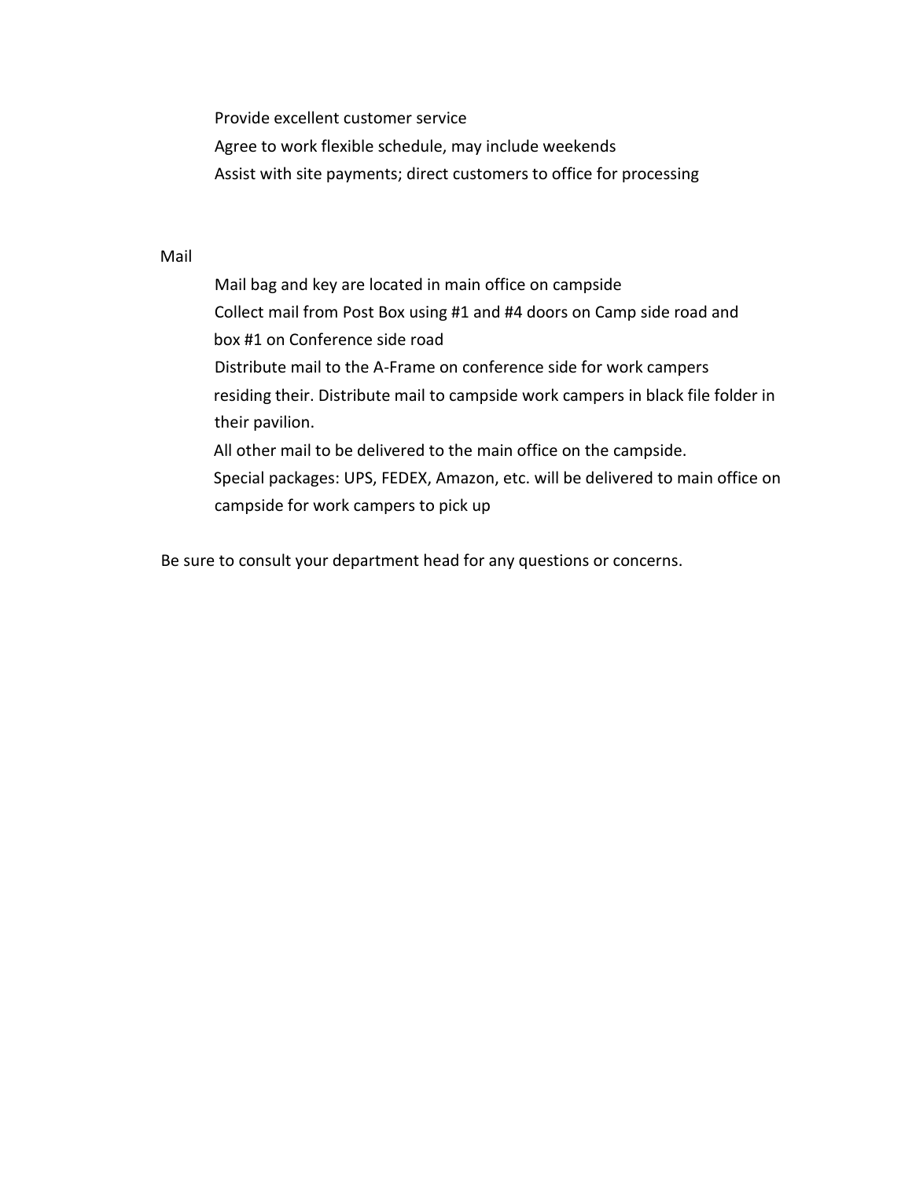- Provide excellent customer service
- Agree to work flexible schedule, may include weekends
- Assist with site payments; direct customers to office for processing

Mail

- Mail bag and key are located in main office on campside
- Collect mail from Post Box using #1 and #4 doors on Camp side road and box #1 on Conference side road
- Distribute mail to the A-Frame on conference side for work campers residing their. Distribute mail to campside work campers in black file folder in their pavilion.
- All other mail to be delivered to the main office on the campside.
- Special packages: UPS, FEDEX, Amazon, etc. will be delivered to main office on campside for work campers to pick up

Be sure to consult your department head for any questions or concerns.